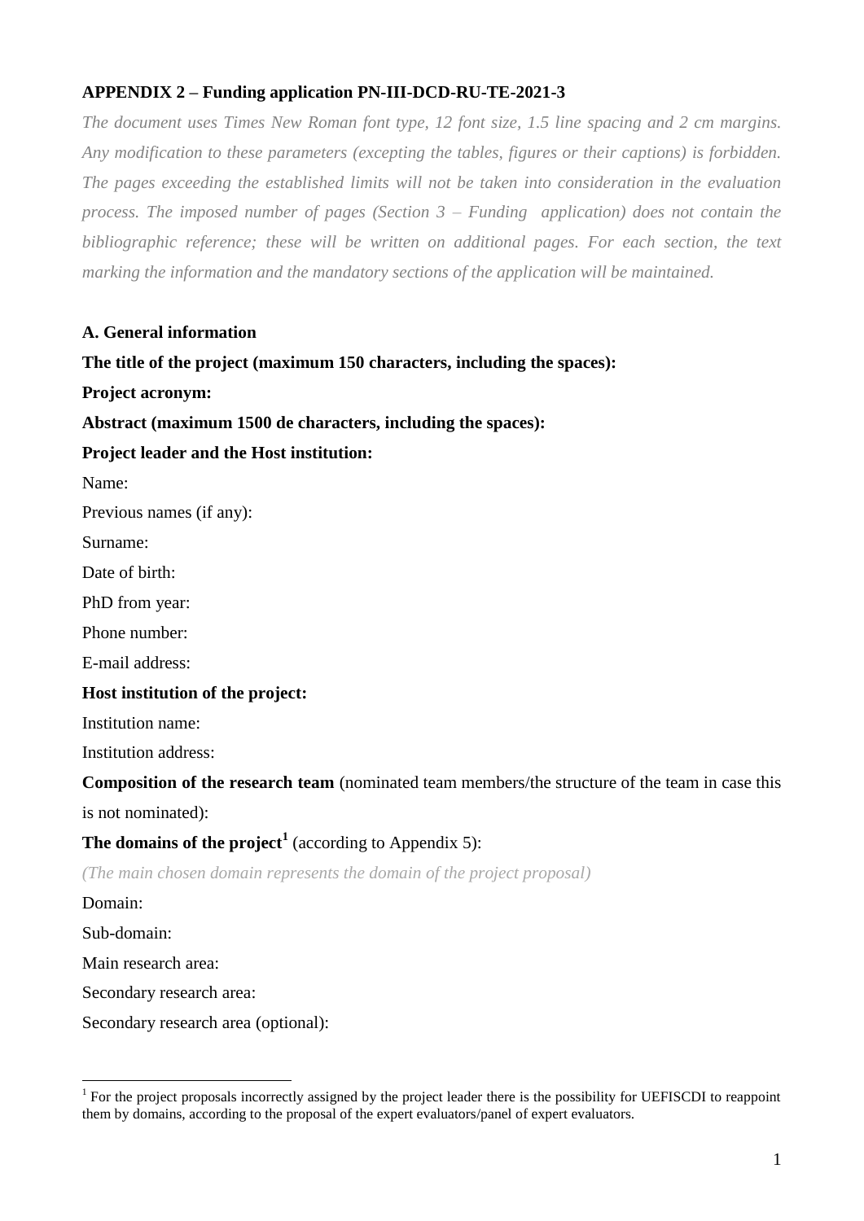**APPENDIX 2 – Funding application PN-III-DCD-RU-TE-2021-3**

*The document uses Times New Roman font type, 12 font size, 1.5 line spacing and 2 cm margins. Any modification to these parameters (excepting the tables, figures or their captions) is forbidden. The pages exceeding the established limits will not be taken into consideration in the evaluation process. The imposed number of pages (Section 3 – Funding application) does not contain the bibliographic reference; these will be written on additional pages. For each section, the text marking the information and the mandatory sections of the application will be maintained.*

**A. General information**

**The title of the project (maximum 150 characters, including the spaces):**

**Project acronym:**

**Abstract (maximum 1500 de characters, including the spaces):**

**Project leader and the Host institution:**

Name:

Previous names (if any):

Surname:

Date of birth:

PhD from year:

Phone number:

E-mail address:

**Host institution of the project:**

Institution name:

Institution address:

**Composition of the research team** (nominated team members/the structure of the team in case this is not nominated):

**The domains of the project**[1] (according to Appendix 5):

*(The main chosen domain represents the domain of the project proposal)*

Domain:

Sub-domain:

Main research area:

Secondary research area:

Secondary research area (optional):

[1] For the project proposals incorrectly assigned by the project leader there is the possibility for UEFISCDI to reappoint them by domains, according to the proposal of the expert evaluators/panel of expert evaluators.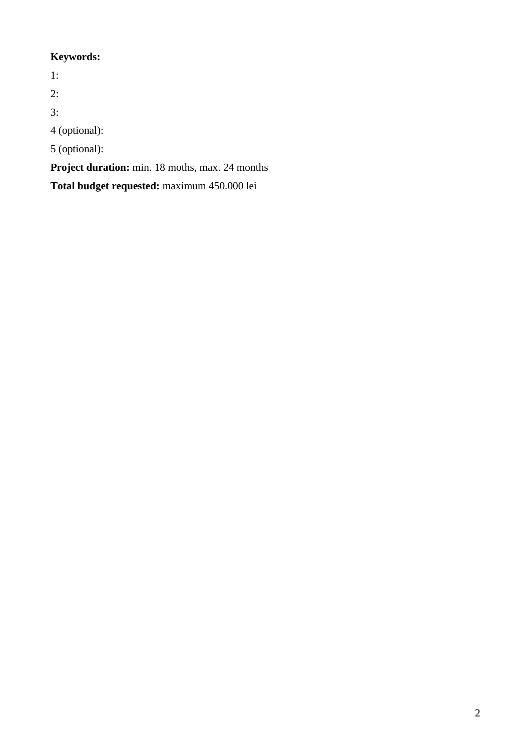**Keywords:**

1:

2:

3:

4 (optional):

5 (optional):

**Project duration:** min. 18 moths, max. 24 months

**Total budget requested:** maximum 450.000 lei